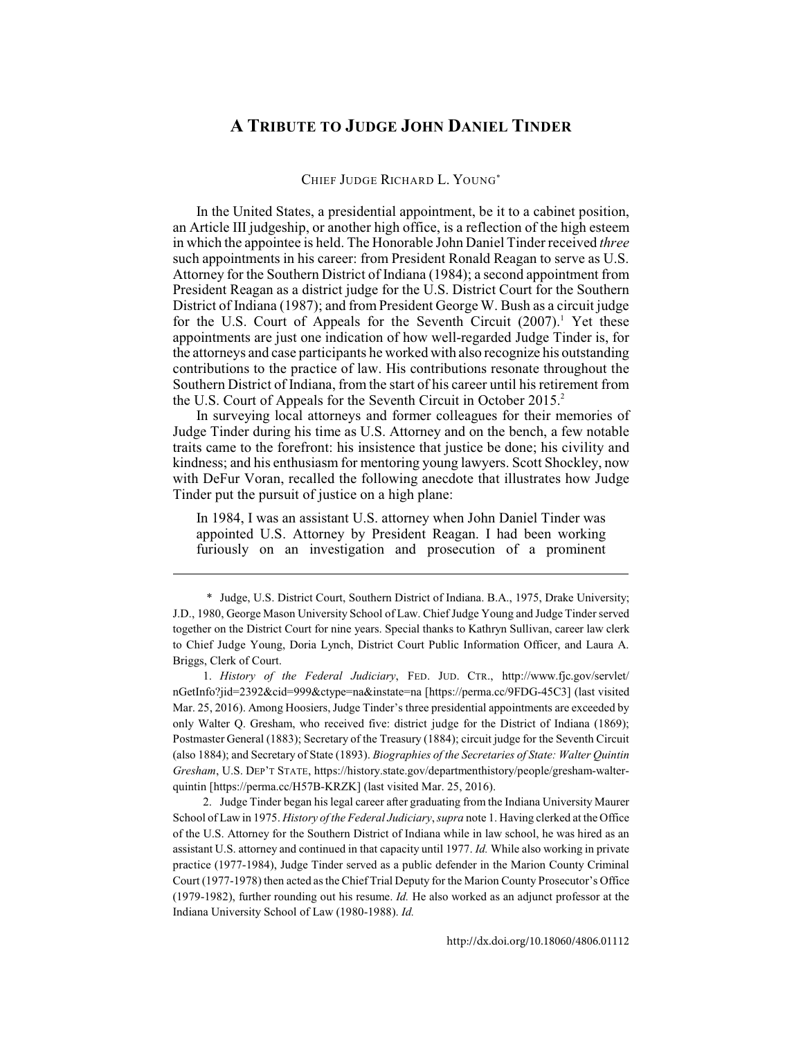# A Tribute to Judge John Daniel Tinder

Chief Judge Richard L. Young*

In the United States, a presidential appointment, be it to a cabinet position, an Article III judgeship, or another high office, is a reflection of the high esteem in which the appointee is held. The Honorable John Daniel Tinder received *three* such appointments in his career: from President Ronald Reagan to serve as U.S. Attorney for the Southern District of Indiana (1984); a second appointment from President Reagan as a district judge for the U.S. District Court for the Southern District of Indiana (1987); and from President George W. Bush as a circuit judge for the U.S. Court of Appeals for the Seventh Circuit (2007).[1] Yet these appointments are just one indication of how well-regarded Judge Tinder is, for the attorneys and case participants he worked with also recognize his outstanding contributions to the practice of law. His contributions resonate throughout the Southern District of Indiana, from the start of his career until his retirement from the U.S. Court of Appeals for the Seventh Circuit in October 2015.[2]

In surveying local attorneys and former colleagues for their memories of Judge Tinder during his time as U.S. Attorney and on the bench, a few notable traits came to the forefront: his insistence that justice be done; his civility and kindness; and his enthusiasm for mentoring young lawyers. Scott Shockley, now with DeFur Voran, recalled the following anecdote that illustrates how Judge Tinder put the pursuit of justice on a high plane:

> In 1984, I was an assistant U.S. attorney when John Daniel Tinder was appointed U.S. Attorney by President Reagan. I had been working furiously on an investigation and prosecution of a prominent

---

\* Judge, U.S. District Court, Southern District of Indiana. B.A., 1975, Drake University; J.D., 1980, George Mason University School of Law. Chief Judge Young and Judge Tinder served together on the District Court for nine years. Special thanks to Kathryn Sullivan, career law clerk to Chief Judge Young, Doria Lynch, District Court Public Information Officer, and Laura A. Briggs, Clerk of Court.

1. *History of the Federal Judiciary*, FED. JUD. CTR., http://www.fjc.gov/servlet/nGetInfo?jid=2392&cid=999&ctype=na&instate=na [https://perma.cc/9FDG-45C3] (last visited Mar. 25, 2016). Among Hoosiers, Judge Tinder's three presidential appointments are exceeded by only Walter Q. Gresham, who received five: district judge for the District of Indiana (1869); Postmaster General (1883); Secretary of the Treasury (1884); circuit judge for the Seventh Circuit (also 1884); and Secretary of State (1893). *Biographies of the Secretaries of State: Walter Quintin Gresham*, U.S. DEP'T STATE, https://history.state.gov/departmenthistory/people/gresham-walter-quintin [https://perma.cc/H57B-KRZK] (last visited Mar. 25, 2016).

2. Judge Tinder began his legal career after graduating from the Indiana University Maurer School of Law in 1975. *History of the Federal Judiciary*, *supra* note 1. Having clerked at the Office of the U.S. Attorney for the Southern District of Indiana while in law school, he was hired as an assistant U.S. attorney and continued in that capacity until 1977. *Id.* While also working in private practice (1977-1984), Judge Tinder served as a public defender in the Marion County Criminal Court (1977-1978) then acted as the Chief Trial Deputy for the Marion County Prosecutor's Office (1979-1982), further rounding out his resume. *Id.* He also worked as an adjunct professor at the Indiana University School of Law (1980-1988). *Id.*

http://dx.doi.org/10.18060/4806.01112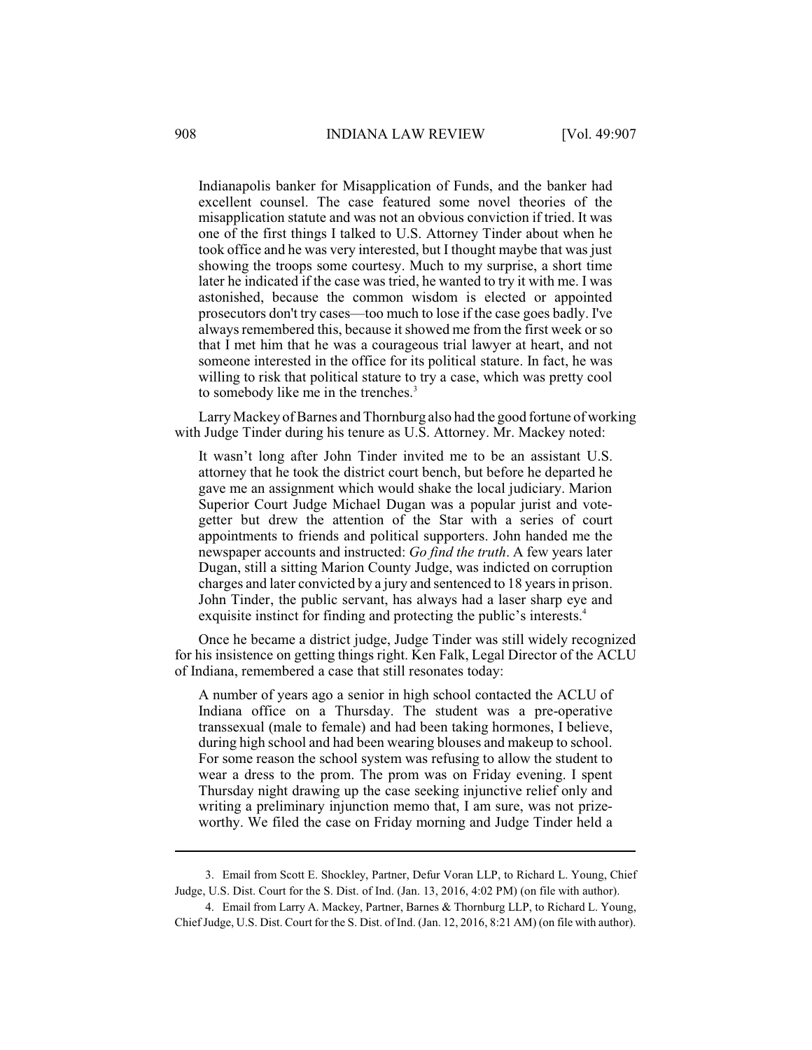> Indianapolis banker for Misapplication of Funds, and the banker had excellent counsel. The case featured some novel theories of the misapplication statute and was not an obvious conviction if tried. It was one of the first things I talked to U.S. Attorney Tinder about when he took office and he was very interested, but I thought maybe that was just showing the troops some courtesy. Much to my surprise, a short time later he indicated if the case was tried, he wanted to try it with me. I was astonished, because the common wisdom is elected or appointed prosecutors don't try cases—too much to lose if the case goes badly. I've always remembered this, because it showed me from the first week or so that I met him that he was a courageous trial lawyer at heart, and not someone interested in the office for its political stature. In fact, he was willing to risk that political stature to try a case, which was pretty cool to somebody like me in the trenches.[3]

Larry Mackey of Barnes and Thornburg also had the good fortune of working with Judge Tinder during his tenure as U.S. Attorney. Mr. Mackey noted:

> It wasn't long after John Tinder invited me to be an assistant U.S. attorney that he took the district court bench, but before he departed he gave me an assignment which would shake the local judiciary. Marion Superior Court Judge Michael Dugan was a popular jurist and vote-getter but drew the attention of the Star with a series of court appointments to friends and political supporters. John handed me the newspaper accounts and instructed: *Go find the truth*. A few years later Dugan, still a sitting Marion County Judge, was indicted on corruption charges and later convicted by a jury and sentenced to 18 years in prison. John Tinder, the public servant, has always had a laser sharp eye and exquisite instinct for finding and protecting the public's interests.[4]

Once he became a district judge, Judge Tinder was still widely recognized for his insistence on getting things right. Ken Falk, Legal Director of the ACLU of Indiana, remembered a case that still resonates today:

> A number of years ago a senior in high school contacted the ACLU of Indiana office on a Thursday. The student was a pre-operative transsexual (male to female) and had been taking hormones, I believe, during high school and had been wearing blouses and makeup to school. For some reason the school system was refusing to allow the student to wear a dress to the prom. The prom was on Friday evening. I spent Thursday night drawing up the case seeking injunctive relief only and writing a preliminary injunction memo that, I am sure, was not prize-worthy. We filed the case on Friday morning and Judge Tinder held a

---

3. Email from Scott E. Shockley, Partner, Defur Voran LLP, to Richard L. Young, Chief Judge, U.S. Dist. Court for the S. Dist. of Ind. (Jan. 13, 2016, 4:02 PM) (on file with author).

4. Email from Larry A. Mackey, Partner, Barnes & Thornburg LLP, to Richard L. Young, Chief Judge, U.S. Dist. Court for the S. Dist. of Ind. (Jan. 12, 2016, 8:21 AM) (on file with author).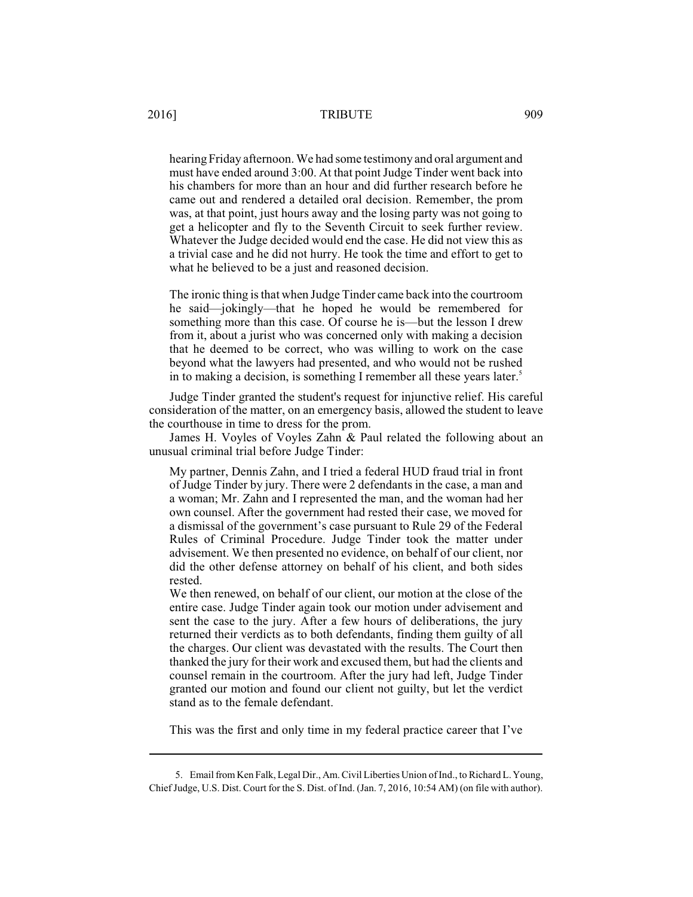> hearing Friday afternoon. We had some testimony and oral argument and must have ended around 3:00. At that point Judge Tinder went back into his chambers for more than an hour and did further research before he came out and rendered a detailed oral decision. Remember, the prom was, at that point, just hours away and the losing party was not going to get a helicopter and fly to the Seventh Circuit to seek further review. Whatever the Judge decided would end the case. He did not view this as a trivial case and he did not hurry. He took the time and effort to get to what he believed to be a just and reasoned decision.
>
> The ironic thing is that when Judge Tinder came back into the courtroom he said—jokingly—that he hoped he would be remembered for something more than this case. Of course he is—but the lesson I drew from it, about a jurist who was concerned only with making a decision that he deemed to be correct, who was willing to work on the case beyond what the lawyers had presented, and who would not be rushed in to making a decision, is something I remember all these years later.[5]

Judge Tinder granted the student's request for injunctive relief. His careful consideration of the matter, on an emergency basis, allowed the student to leave the courthouse in time to dress for the prom.

James H. Voyles of Voyles Zahn & Paul related the following about an unusual criminal trial before Judge Tinder:

> My partner, Dennis Zahn, and I tried a federal HUD fraud trial in front of Judge Tinder by jury. There were 2 defendants in the case, a man and a woman; Mr. Zahn and I represented the man, and the woman had her own counsel. After the government had rested their case, we moved for a dismissal of the government's case pursuant to Rule 29 of the Federal Rules of Criminal Procedure. Judge Tinder took the matter under advisement. We then presented no evidence, on behalf of our client, nor did the other defense attorney on behalf of his client, and both sides rested.
>
> We then renewed, on behalf of our client, our motion at the close of the entire case. Judge Tinder again took our motion under advisement and sent the case to the jury. After a few hours of deliberations, the jury returned their verdicts as to both defendants, finding them guilty of all the charges. Our client was devastated with the results. The Court then thanked the jury for their work and excused them, but had the clients and counsel remain in the courtroom. After the jury had left, Judge Tinder granted our motion and found our client not guilty, but let the verdict stand as to the female defendant.
>
> This was the first and only time in my federal practice career that I've

---

5. Email from Ken Falk, Legal Dir., Am. Civil Liberties Union of Ind., to Richard L. Young, Chief Judge, U.S. Dist. Court for the S. Dist. of Ind. (Jan. 7, 2016, 10:54 AM) (on file with author).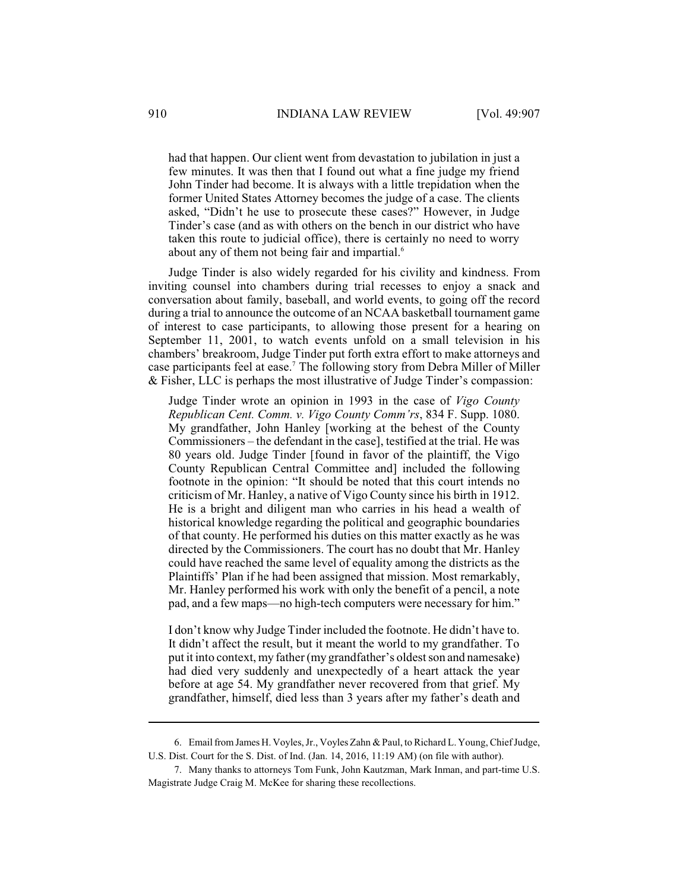> had that happen. Our client went from devastation to jubilation in just a few minutes. It was then that I found out what a fine judge my friend John Tinder had become. It is always with a little trepidation when the former United States Attorney becomes the judge of a case. The clients asked, "Didn't he use to prosecute these cases?" However, in Judge Tinder's case (and as with others on the bench in our district who have taken this route to judicial office), there is certainly no need to worry about any of them not being fair and impartial.[6]

Judge Tinder is also widely regarded for his civility and kindness. From inviting counsel into chambers during trial recesses to enjoy a snack and conversation about family, baseball, and world events, to going off the record during a trial to announce the outcome of an NCAA basketball tournament game of interest to case participants, to allowing those present for a hearing on September 11, 2001, to watch events unfold on a small television in his chambers' breakroom, Judge Tinder put forth extra effort to make attorneys and case participants feel at ease.[7] The following story from Debra Miller of Miller & Fisher, LLC is perhaps the most illustrative of Judge Tinder's compassion:

> Judge Tinder wrote an opinion in 1993 in the case of *Vigo County Republican Cent. Comm. v. Vigo County Comm'rs*, 834 F. Supp. 1080. My grandfather, John Hanley [working at the behest of the County Commissioners – the defendant in the case], testified at the trial. He was 80 years old. Judge Tinder [found in favor of the plaintiff, the Vigo County Republican Central Committee and] included the following footnote in the opinion: "It should be noted that this court intends no criticism of Mr. Hanley, a native of Vigo County since his birth in 1912. He is a bright and diligent man who carries in his head a wealth of historical knowledge regarding the political and geographic boundaries of that county. He performed his duties on this matter exactly as he was directed by the Commissioners. The court has no doubt that Mr. Hanley could have reached the same level of equality among the districts as the Plaintiffs' Plan if he had been assigned that mission. Most remarkably, Mr. Hanley performed his work with only the benefit of a pencil, a note pad, and a few maps—no high-tech computers were necessary for him."
>
> I don't know why Judge Tinder included the footnote. He didn't have to. It didn't affect the result, but it meant the world to my grandfather. To put it into context, my father (my grandfather's oldest son and namesake) had died very suddenly and unexpectedly of a heart attack the year before at age 54. My grandfather never recovered from that grief. My grandfather, himself, died less than 3 years after my father's death and

---

6. Email from James H. Voyles, Jr., Voyles Zahn & Paul, to Richard L. Young, Chief Judge, U.S. Dist. Court for the S. Dist. of Ind. (Jan. 14, 2016, 11:19 AM) (on file with author).

7. Many thanks to attorneys Tom Funk, John Kautzman, Mark Inman, and part-time U.S. Magistrate Judge Craig M. McKee for sharing these recollections.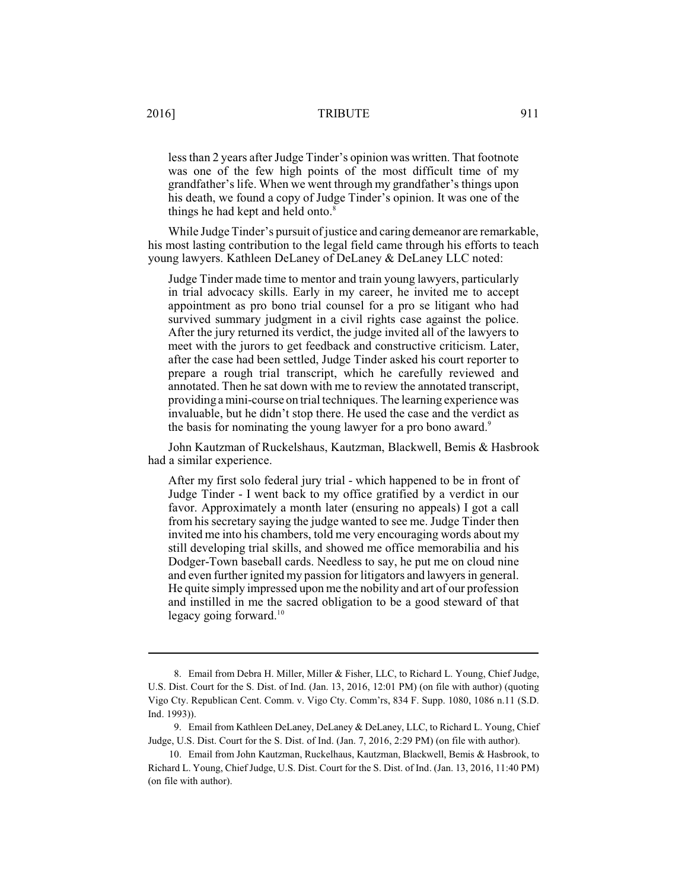> less than 2 years after Judge Tinder's opinion was written. That footnote was one of the few high points of the most difficult time of my grandfather's life. When we went through my grandfather's things upon his death, we found a copy of Judge Tinder's opinion. It was one of the things he had kept and held onto.[8]

While Judge Tinder's pursuit of justice and caring demeanor are remarkable, his most lasting contribution to the legal field came through his efforts to teach young lawyers. Kathleen DeLaney of DeLaney & DeLaney LLC noted:

> Judge Tinder made time to mentor and train young lawyers, particularly in trial advocacy skills. Early in my career, he invited me to accept appointment as pro bono trial counsel for a pro se litigant who had survived summary judgment in a civil rights case against the police. After the jury returned its verdict, the judge invited all of the lawyers to meet with the jurors to get feedback and constructive criticism. Later, after the case had been settled, Judge Tinder asked his court reporter to prepare a rough trial transcript, which he carefully reviewed and annotated. Then he sat down with me to review the annotated transcript, providing a mini-course on trial techniques. The learning experience was invaluable, but he didn't stop there. He used the case and the verdict as the basis for nominating the young lawyer for a pro bono award.[9]

John Kautzman of Ruckelshaus, Kautzman, Blackwell, Bemis & Hasbrook had a similar experience.

> After my first solo federal jury trial - which happened to be in front of Judge Tinder - I went back to my office gratified by a verdict in our favor. Approximately a month later (ensuring no appeals) I got a call from his secretary saying the judge wanted to see me. Judge Tinder then invited me into his chambers, told me very encouraging words about my still developing trial skills, and showed me office memorabilia and his Dodger-Town baseball cards. Needless to say, he put me on cloud nine and even further ignited my passion for litigators and lawyers in general. He quite simply impressed upon me the nobility and art of our profession and instilled in me the sacred obligation to be a good steward of that legacy going forward.[10]

---

8. Email from Debra H. Miller, Miller & Fisher, LLC, to Richard L. Young, Chief Judge, U.S. Dist. Court for the S. Dist. of Ind. (Jan. 13, 2016, 12:01 PM) (on file with author) (quoting Vigo Cty. Republican Cent. Comm. v. Vigo Cty. Comm'rs, 834 F. Supp. 1080, 1086 n.11 (S.D. Ind. 1993)).

9. Email from Kathleen DeLaney, DeLaney & DeLaney, LLC, to Richard L. Young, Chief Judge, U.S. Dist. Court for the S. Dist. of Ind. (Jan. 7, 2016, 2:29 PM) (on file with author).

10. Email from John Kautzman, Ruckelhaus, Kautzman, Blackwell, Bemis & Hasbrook, to Richard L. Young, Chief Judge, U.S. Dist. Court for the S. Dist. of Ind. (Jan. 13, 2016, 11:40 PM) (on file with author).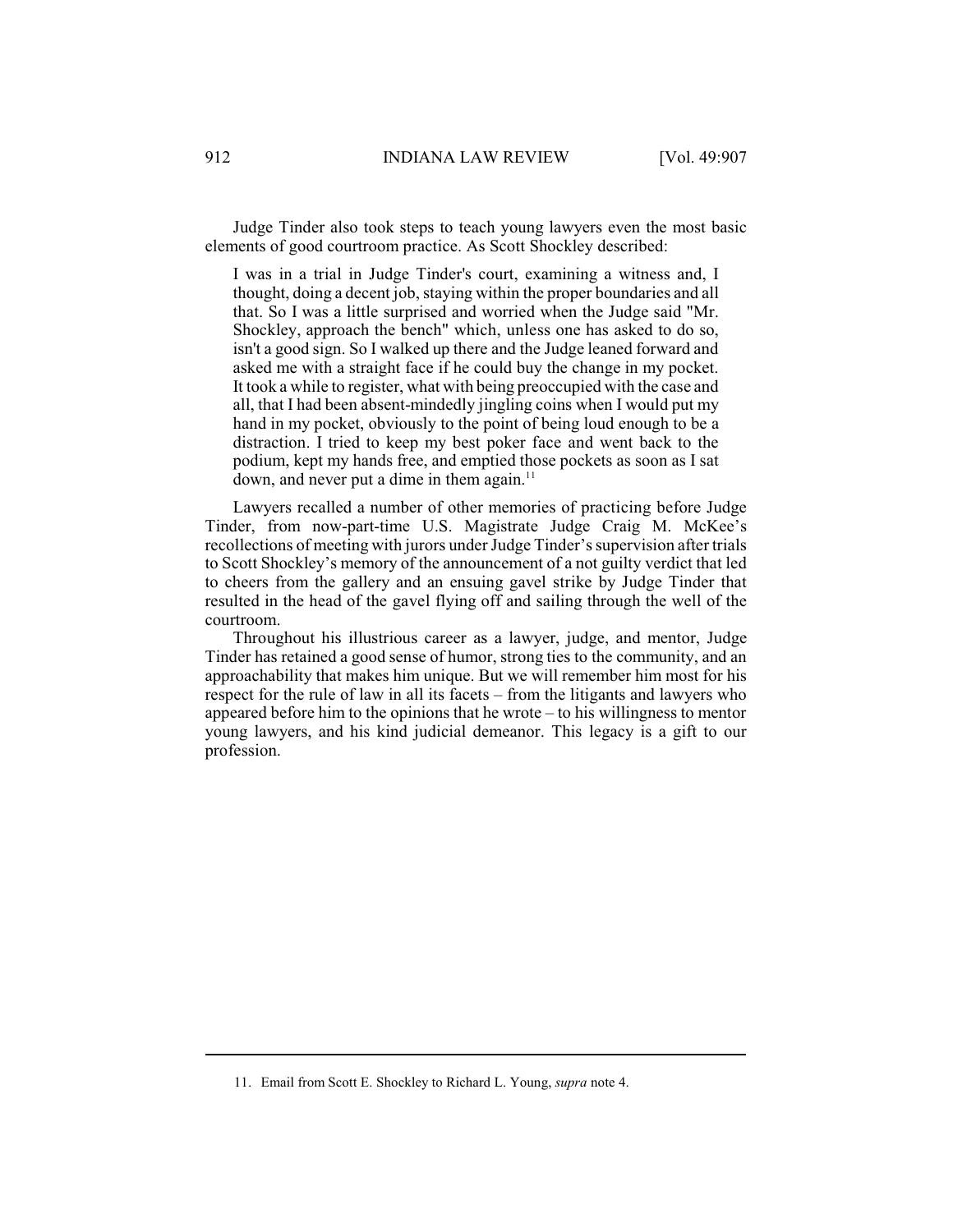Judge Tinder also took steps to teach young lawyers even the most basic elements of good courtroom practice. As Scott Shockley described:

> I was in a trial in Judge Tinder's court, examining a witness and, I thought, doing a decent job, staying within the proper boundaries and all that. So I was a little surprised and worried when the Judge said "Mr. Shockley, approach the bench" which, unless one has asked to do so, isn't a good sign. So I walked up there and the Judge leaned forward and asked me with a straight face if he could buy the change in my pocket. It took a while to register, what with being preoccupied with the case and all, that I had been absent-mindedly jingling coins when I would put my hand in my pocket, obviously to the point of being loud enough to be a distraction. I tried to keep my best poker face and went back to the podium, kept my hands free, and emptied those pockets as soon as I sat down, and never put a dime in them again.[11]

Lawyers recalled a number of other memories of practicing before Judge Tinder, from now-part-time U.S. Magistrate Judge Craig M. McKee's recollections of meeting with jurors under Judge Tinder's supervision after trials to Scott Shockley's memory of the announcement of a not guilty verdict that led to cheers from the gallery and an ensuing gavel strike by Judge Tinder that resulted in the head of the gavel flying off and sailing through the well of the courtroom.

Throughout his illustrious career as a lawyer, judge, and mentor, Judge Tinder has retained a good sense of humor, strong ties to the community, and an approachability that makes him unique. But we will remember him most for his respect for the rule of law in all its facets – from the litigants and lawyers who appeared before him to the opinions that he wrote – to his willingness to mentor young lawyers, and his kind judicial demeanor. This legacy is a gift to our profession.

---

11. Email from Scott E. Shockley to Richard L. Young, *supra* note 4.